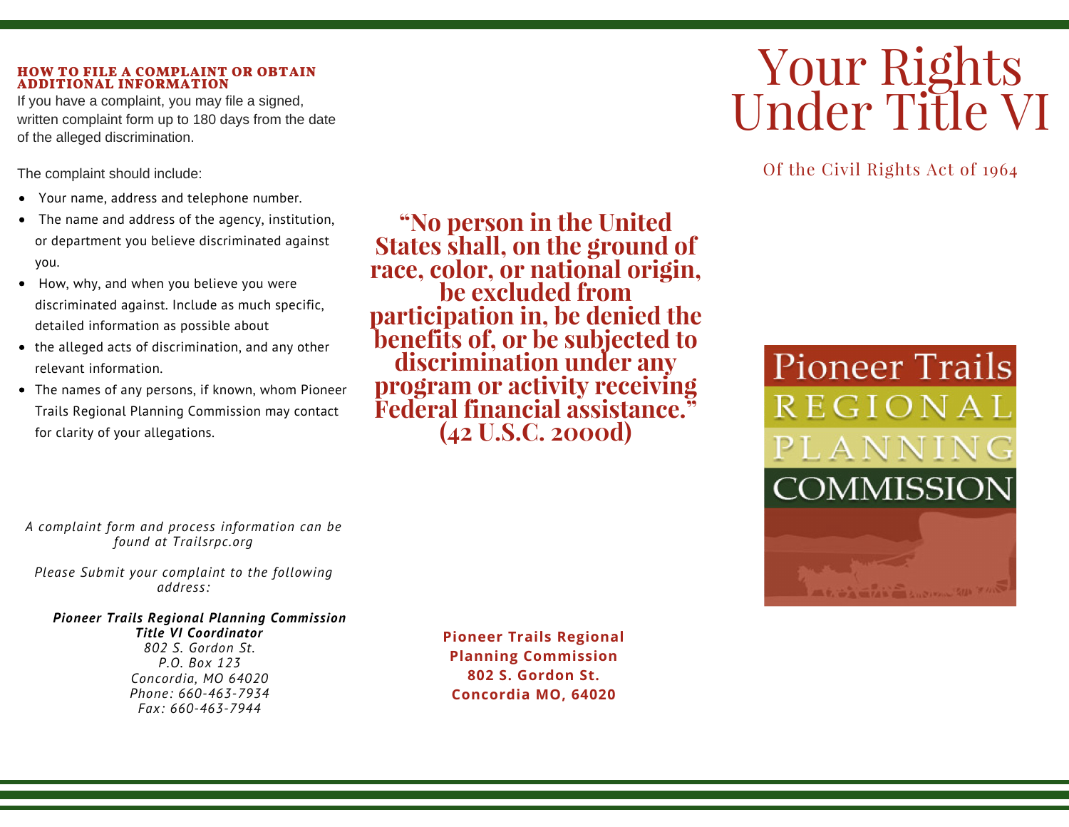# Your Rights Under Title VI

Of the Civil Rights Act of 1964

Pioneer Trails
REGIONAL
PLANNING
COMMISSION

**"No person in the United States shall, on the ground of race, color, or national origin, be excluded from participation in, be denied the benefits of, or be subjected to discrimination under any program or activity receiving Federal financial assistance." (42 U.S.C. 2000d)**

**Pioneer Trails Regional Planning Commission**
**802 S. Gordon St.**
**Concordia MO, 64020**

## HOW TO FILE A COMPLAINT OR OBTAIN ADDITIONAL INFORMATION

If you have a complaint, you may file a signed, written complaint form up to 180 days from the date of the alleged discrimination.

The complaint should include:

- Your name, address and telephone number.
- The name and address of the agency, institution, or department you believe discriminated against you.
- How, why, and when you believe you were discriminated against. Include as much specific, detailed information as possible about
- the alleged acts of discrimination, and any other relevant information.
- The names of any persons, if known, whom Pioneer Trails Regional Planning Commission may contact for clarity of your allegations.

*A complaint form and process information can be found at Trailsrpc.org*

*Please Submit your complaint to the following address:*

***Pioneer Trails Regional Planning Commission***
***Title VI Coordinator***
*802 S. Gordon St.*
*P.O. Box 123*
*Concordia, MO 64020*
*Phone: 660-463-7934*
*Fax: 660-463-7944*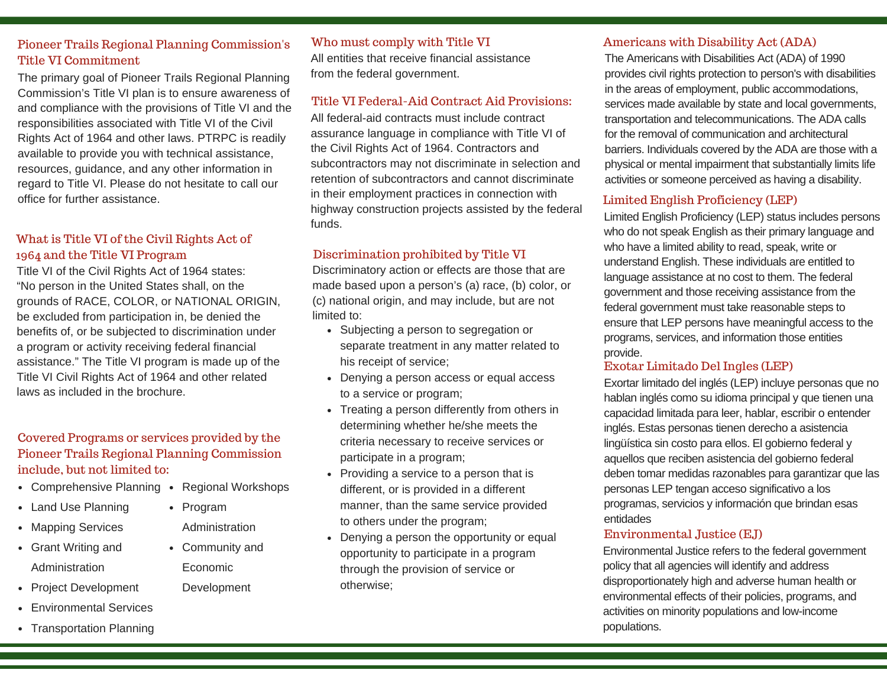## Pioneer Trails Regional Planning Commission's Title VI Commitment

The primary goal of Pioneer Trails Regional Planning Commission's Title VI plan is to ensure awareness of and compliance with the provisions of Title VI and the responsibilities associated with Title VI of the Civil Rights Act of 1964 and other laws. PTRPC is readily available to provide you with technical assistance, resources, guidance, and any other information in regard to Title VI. Please do not hesitate to call our office for further assistance.

## What is Title VI of the Civil Rights Act of 1964 and the Title VI Program

Title VI of the Civil Rights Act of 1964 states: "No person in the United States shall, on the grounds of RACE, COLOR, or NATIONAL ORIGIN, be excluded from participation in, be denied the benefits of, or be subjected to discrimination under a program or activity receiving federal financial assistance." The Title VI program is made up of the Title VI Civil Rights Act of 1964 and other related laws as included in the brochure.

## Covered Programs or services provided by the Pioneer Trails Regional Planning Commission include, but not limited to:

- Comprehensive Planning
- Land Use Planning
- Mapping Services
- Grant Writing and Administration
- Project Development
- Environmental Services
- Transportation Planning
- Regional Workshops
- Program Administration
- Community and Economic Development

## Who must comply with Title VI

All entities that receive financial assistance from the federal government.

## Title VI Federal-Aid Contract Aid Provisions:

All federal-aid contracts must include contract assurance language in compliance with Title VI of the Civil Rights Act of 1964. Contractors and subcontractors may not discriminate in selection and retention of subcontractors and cannot discriminate in their employment practices in connection with highway construction projects assisted by the federal funds.

## Discrimination prohibited by Title VI

Discriminatory action or effects are those that are made based upon a person's (a) race, (b) color, or (c) national origin, and may include, but are not limited to:

- Subjecting a person to segregation or separate treatment in any matter related to his receipt of service;
- Denying a person access or equal access to a service or program;
- Treating a person differently from others in determining whether he/she meets the criteria necessary to receive services or participate in a program;
- Providing a service to a person that is different, or is provided in a different manner, than the same service provided to others under the program;
- Denying a person the opportunity or equal opportunity to participate in a program through the provision of service or otherwise;

## Americans with Disability Act (ADA)

The Americans with Disabilities Act (ADA) of 1990 provides civil rights protection to person's with disabilities in the areas of employment, public accommodations, services made available by state and local governments, transportation and telecommunications. The ADA calls for the removal of communication and architectural barriers. Individuals covered by the ADA are those with a physical or mental impairment that substantially limits life activities or someone perceived as having a disability.

## Limited English Proficiency (LEP)

Limited English Proficiency (LEP) status includes persons who do not speak English as their primary language and who have a limited ability to read, speak, write or understand English. These individuals are entitled to language assistance at no cost to them. The federal government and those receiving assistance from the federal government must take reasonable steps to ensure that LEP persons have meaningful access to the programs, services, and information those entities provide.

## Exotar Limitado Del Ingles (LEP)

Exortar limitado del inglés (LEP) incluye personas que no hablan inglés como su idioma principal y que tienen una capacidad limitada para leer, hablar, escribir o entender inglés. Estas personas tienen derecho a asistencia lingüística sin costo para ellos. El gobierno federal y aquellos que reciben asistencia del gobierno federal deben tomar medidas razonables para garantizar que las personas LEP tengan acceso significativo a los programas, servicios y información que brindan esas entidades

## Environmental Justice (EJ)

Environmental Justice refers to the federal government policy that all agencies will identify and address disproportionately high and adverse human health or environmental effects of their policies, programs, and activities on minority populations and low-income populations.